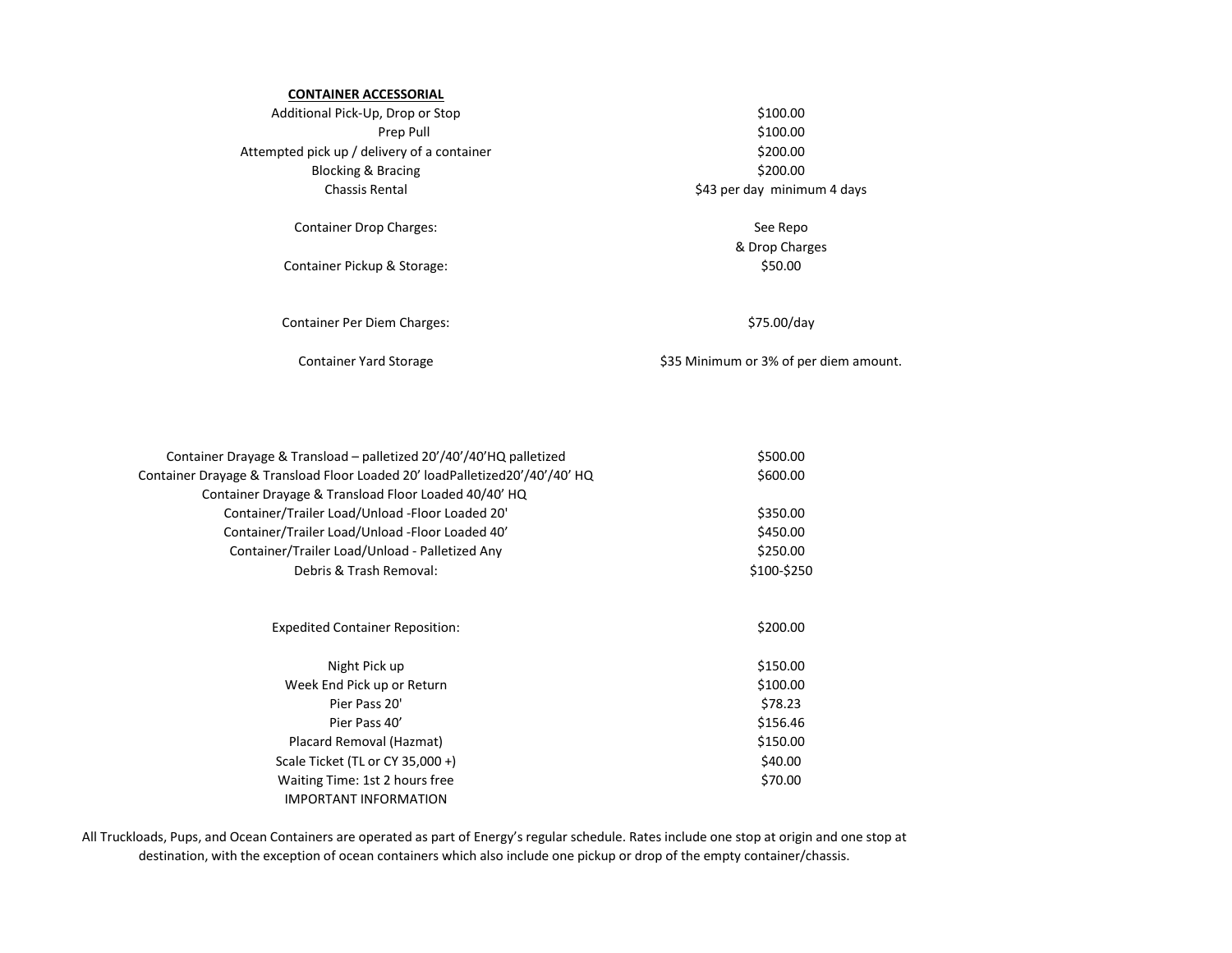**CONTAINER ACCESSORIAL**

| Service | Charge |
|---|---|
| Additional Pick-Up, Drop or Stop | $100.00 |
| Prep Pull | $100.00 |
| Attempted pick up / delivery of a container | $200.00 |
| Blocking & Bracing | $200.00 |
| Chassis Rental | $43 per day minimum 4 days |
| Container Drop Charges: | See Repo & Drop Charges |
| Container Pickup & Storage: | $50.00 |
| Container Per Diem Charges: | $75.00/day |
| Container Yard Storage | $35 Minimum or 3% of per diem amount. |
| Container Drayage & Transload – palletized 20'/40'/40'HQ palletized | $500.00 |
| Container Drayage & Transload Floor Loaded 20' loadPalletized20'/40'/40' HQ | $600.00 |
| Container Drayage & Transload Floor Loaded 40/40' HQ | |
| Container/Trailer Load/Unload -Floor Loaded 20' | $350.00 |
| Container/Trailer Load/Unload -Floor Loaded 40' | $450.00 |
| Container/Trailer Load/Unload - Palletized Any | $250.00 |
| Debris & Trash Removal: | $100-$250 |
| Expedited Container Reposition: | $200.00 |
| Night Pick up | $150.00 |
| Week End Pick up or Return | $100.00 |
| Pier Pass 20' | $78.23 |
| Pier Pass 40' | $156.46 |
| Placard Removal (Hazmat) | $150.00 |
| Scale Ticket (TL or CY 35,000 +) | $40.00 |
| Waiting Time: 1st 2 hours free | $70.00 |

IMPORTANT INFORMATION

All Truckloads, Pups, and Ocean Containers are operated as part of Energy's regular schedule. Rates include one stop at origin and one stop at destination, with the exception of ocean containers which also include one pickup or drop of the empty container/chassis.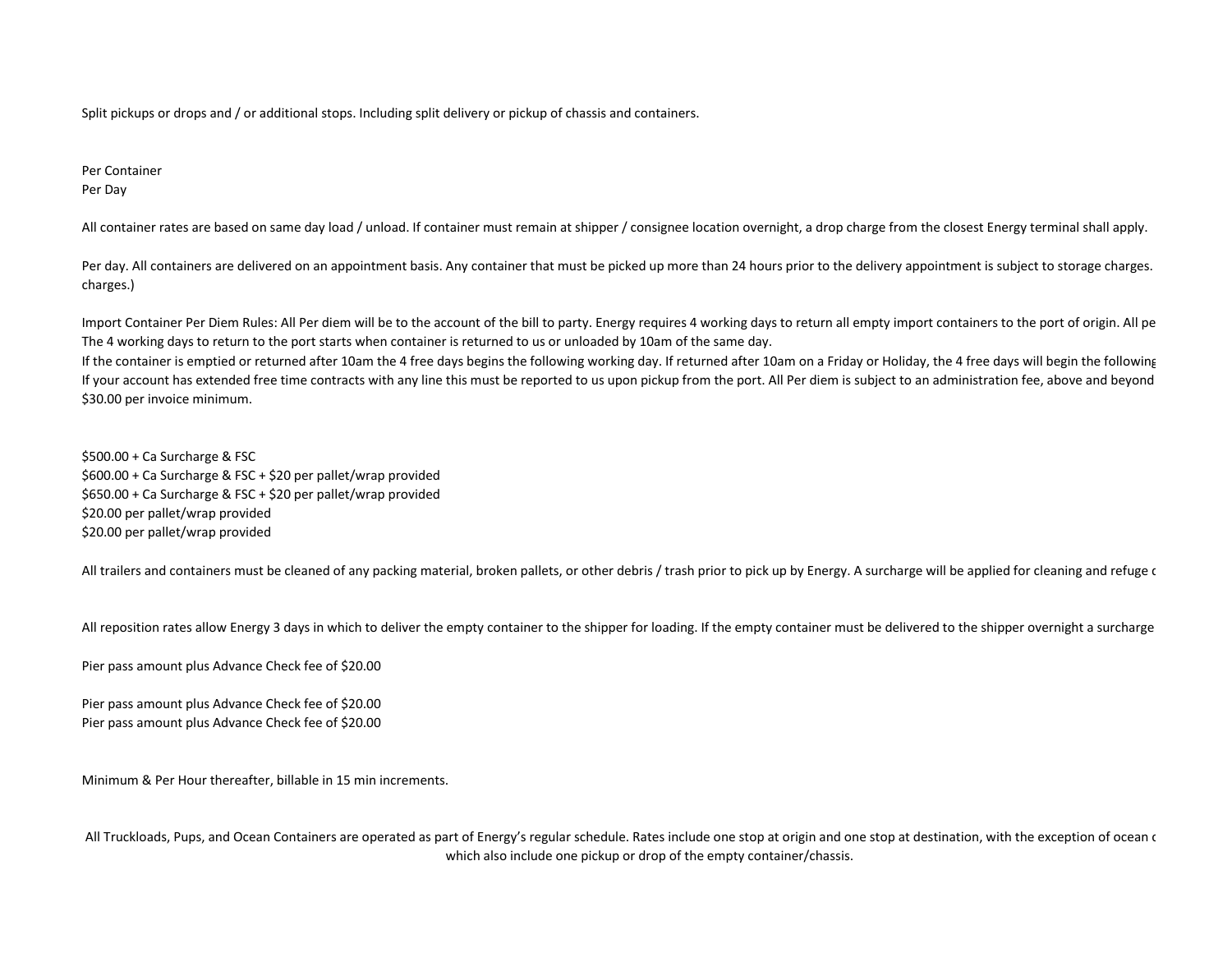Split pickups or drops and / or additional stops. Including split delivery or pickup of chassis and containers.

Per Container
Per Day

All container rates are based on same day load / unload. If container must remain at shipper / consignee location overnight, a drop charge from the closest Energy terminal shall apply.

Per day. All containers are delivered on an appointment basis. Any container that must be picked up more than 24 hours prior to the delivery appointment is subject to storage charges.
charges.)

Import Container Per Diem Rules: All Per diem will be to the account of the bill to party. Energy requires 4 working days to return all empty import containers to the port of origin. All pe
The 4 working days to return to the port starts when container is returned to us or unloaded by 10am of the same day.
If the container is emptied or returned after 10am the 4 free days begins the following working day. If returned after 10am on a Friday or Holiday, the 4 free days will begin the following
If your account has extended free time contracts with any line this must be reported to us upon pickup from the port. All Per diem is subject to an administration fee, above and beyond
$30.00 per invoice minimum.

$500.00 + Ca Surcharge & FSC
$600.00 + Ca Surcharge & FSC + $20 per pallet/wrap provided
$650.00 + Ca Surcharge & FSC + $20 per pallet/wrap provided
$20.00 per pallet/wrap provided
$20.00 per pallet/wrap provided

All trailers and containers must be cleaned of any packing material, broken pallets, or other debris / trash prior to pick up by Energy. A surcharge will be applied for cleaning and refuge c

All reposition rates allow Energy 3 days in which to deliver the empty container to the shipper for loading. If the empty container must be delivered to the shipper overnight a surcharge

Pier pass amount plus Advance Check fee of $20.00

Pier pass amount plus Advance Check fee of $20.00
Pier pass amount plus Advance Check fee of $20.00

Minimum & Per Hour thereafter, billable in 15 min increments.

All Truckloads, Pups, and Ocean Containers are operated as part of Energy's regular schedule. Rates include one stop at origin and one stop at destination, with the exception of ocean c
which also include one pickup or drop of the empty container/chassis.